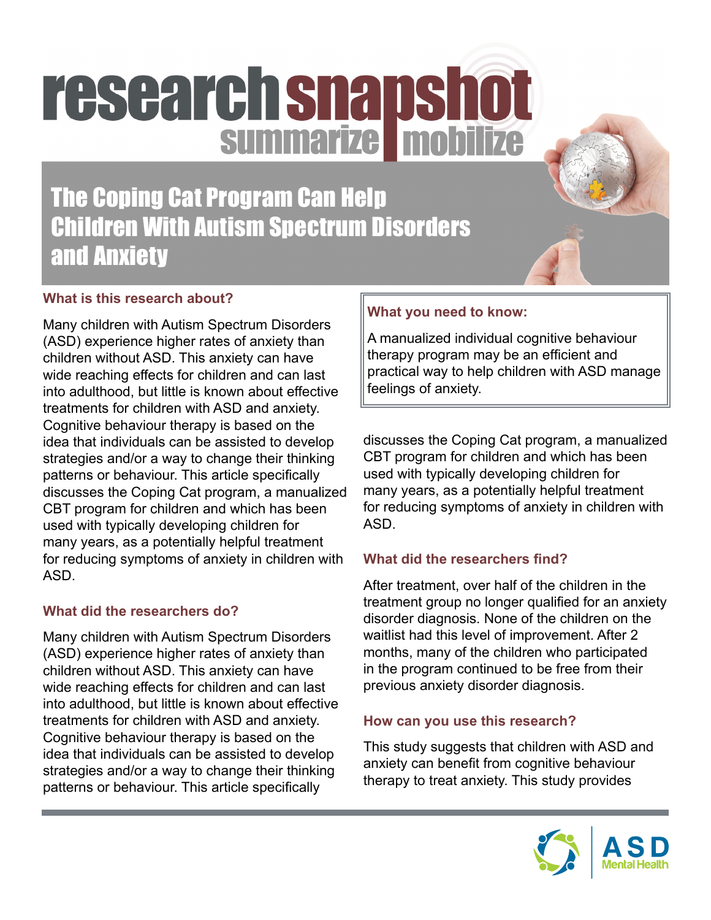# research snapshot

summarize mobilize

## The Coping Cat Program Can Help Children With Autism Spectrum Disorders and Anxiety

### What is this research about?

Many children with Autism Spectrum Disorders (ASD) experience higher rates of anxiety than children without ASD. This anxiety can have wide reaching effects for children and can last into adulthood, but little is known about effective treatments for children with ASD and anxiety. Cognitive behaviour therapy is based on the idea that individuals can be assisted to develop strategies and/or a way to change their thinking patterns or behaviour. This article specifically discusses the Coping Cat program, a manualized CBT program for children and which has been used with typically developing children for many years, as a potentially helpful treatment for reducing symptoms of anxiety in children with ASD.

### What did the researchers do?

Many children with Autism Spectrum Disorders (ASD) experience higher rates of anxiety than children without ASD. This anxiety can have wide reaching effects for children and can last into adulthood, but little is known about effective treatments for children with ASD and anxiety. Cognitive behaviour therapy is based on the idea that individuals can be assisted to develop strategies and/or a way to change their thinking patterns or behaviour. This article specifically discusses the Coping Cat program, a manualized CBT program for children and which has been used with typically developing children for many years, as a potentially helpful treatment for reducing symptoms of anxiety in children with ASD.

### What you need to know:

A manualized individual cognitive behaviour therapy program may be an efficient and practical way to help children with ASD manage feelings of anxiety.

### What did the researchers find?

After treatment, over half of the children in the treatment group no longer qualified for an anxiety disorder diagnosis. None of the children on the waitlist had this level of improvement. After 2 months, many of the children who participated in the program continued to be free from their previous anxiety disorder diagnosis.

### How can you use this research?

This study suggests that children with ASD and anxiety can benefit from cognitive behaviour therapy to treat anxiety. This study provides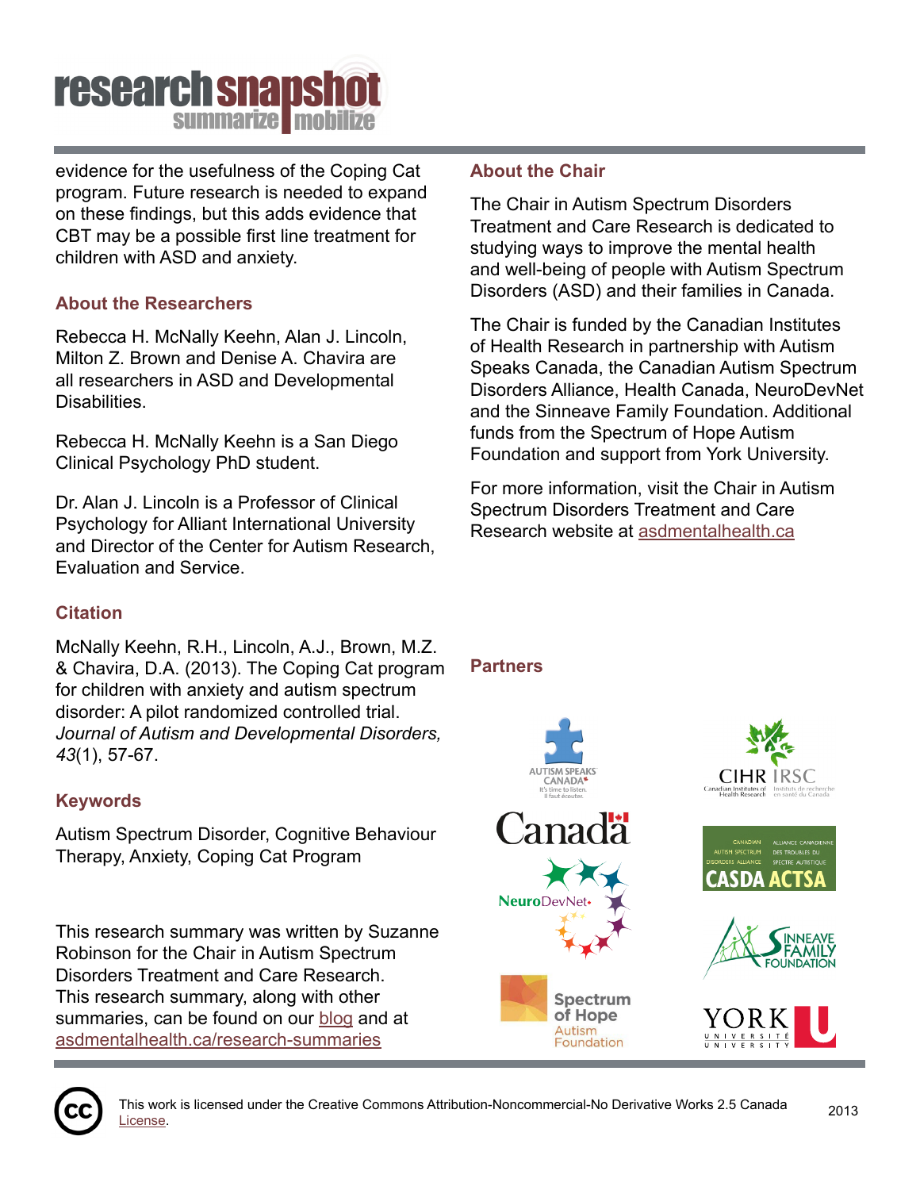evidence for the usefulness of the Coping Cat program. Future research is needed to expand on these findings, but this adds evidence that CBT may be a possible first line treatment for children with ASD and anxiety.

## About the Researchers

Rebecca H. McNally Keehn, Alan J. Lincoln, Milton Z. Brown and Denise A. Chavira are all researchers in ASD and Developmental Disabilities.

Rebecca H. McNally Keehn is a San Diego Clinical Psychology PhD student.

Dr. Alan J. Lincoln is a Professor of Clinical Psychology for Alliant International University and Director of the Center for Autism Research, Evaluation and Service.

## Citation

McNally Keehn, R.H., Lincoln, A.J., Brown, M.Z. & Chavira, D.A. (2013). The Coping Cat program for children with anxiety and autism spectrum disorder: A pilot randomized controlled trial. *Journal of Autism and Developmental Disorders, 43*(1), 57-67.

## Keywords

Autism Spectrum Disorder, Cognitive Behaviour Therapy, Anxiety, Coping Cat Program

This research summary was written by Suzanne Robinson for the Chair in Autism Spectrum Disorders Treatment and Care Research. This research summary, along with other summaries, can be found on our blog and at asdmentalhealth.ca/research-summaries

## About the Chair

The Chair in Autism Spectrum Disorders Treatment and Care Research is dedicated to studying ways to improve the mental health and well-being of people with Autism Spectrum Disorders (ASD) and their families in Canada.

The Chair is funded by the Canadian Institutes of Health Research in partnership with Autism Speaks Canada, the Canadian Autism Spectrum Disorders Alliance, Health Canada, NeuroDevNet and the Sinneave Family Foundation. Additional funds from the Spectrum of Hope Autism Foundation and support from York University.

For more information, visit the Chair in Autism Spectrum Disorders Treatment and Care Research website at asdmentalhealth.ca

## Partners

This work is licensed under the Creative Commons Attribution-Noncommercial-No Derivative Works 2.5 Canada License.

2013